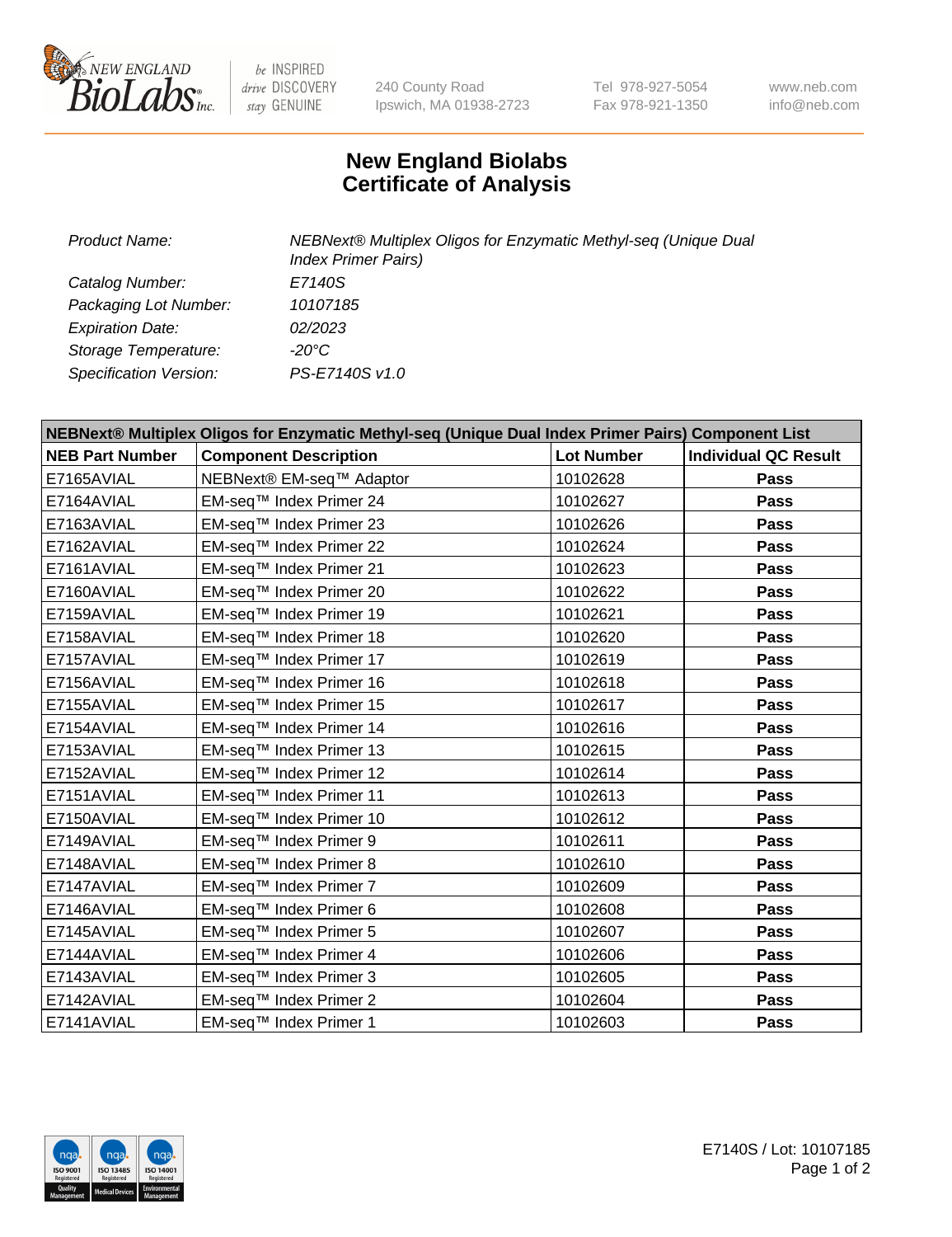New England Biolabs — be INSPIRED drive DISCOVERY stay GENUINE

240 County Road
Ipswich, MA 01938-2723

Tel 978-927-5054
Fax 978-921-1350

www.neb.com
info@neb.com

# New England Biolabs
# Certificate of Analysis

| | |
|---|---|
| *Product Name:* | *NEBNext® Multiplex Oligos for Enzymatic Methyl-seq (Unique Dual Index Primer Pairs)* |
| *Catalog Number:* | *E7140S* |
| *Packaging Lot Number:* | *10107185* |
| *Expiration Date:* | *02/2023* |
| *Storage Temperature:* | *-20°C* |
| *Specification Version:* | *PS-E7140S v1.0* |

| **NEBNext® Multiplex Oligos for Enzymatic Methyl-seq (Unique Dual Index Primer Pairs) Component List** | | | |
|---|---|---|---|
| **NEB Part Number** | **Component Description** | **Lot Number** | **Individual QC Result** |
| E7165AVIAL | NEBNext® EM-seq™ Adaptor | 10102628 | **Pass** |
| E7164AVIAL | EM-seq™ Index Primer 24 | 10102627 | **Pass** |
| E7163AVIAL | EM-seq™ Index Primer 23 | 10102626 | **Pass** |
| E7162AVIAL | EM-seq™ Index Primer 22 | 10102624 | **Pass** |
| E7161AVIAL | EM-seq™ Index Primer 21 | 10102623 | **Pass** |
| E7160AVIAL | EM-seq™ Index Primer 20 | 10102622 | **Pass** |
| E7159AVIAL | EM-seq™ Index Primer 19 | 10102621 | **Pass** |
| E7158AVIAL | EM-seq™ Index Primer 18 | 10102620 | **Pass** |
| E7157AVIAL | EM-seq™ Index Primer 17 | 10102619 | **Pass** |
| E7156AVIAL | EM-seq™ Index Primer 16 | 10102618 | **Pass** |
| E7155AVIAL | EM-seq™ Index Primer 15 | 10102617 | **Pass** |
| E7154AVIAL | EM-seq™ Index Primer 14 | 10102616 | **Pass** |
| E7153AVIAL | EM-seq™ Index Primer 13 | 10102615 | **Pass** |
| E7152AVIAL | EM-seq™ Index Primer 12 | 10102614 | **Pass** |
| E7151AVIAL | EM-seq™ Index Primer 11 | 10102613 | **Pass** |
| E7150AVIAL | EM-seq™ Index Primer 10 | 10102612 | **Pass** |
| E7149AVIAL | EM-seq™ Index Primer 9 | 10102611 | **Pass** |
| E7148AVIAL | EM-seq™ Index Primer 8 | 10102610 | **Pass** |
| E7147AVIAL | EM-seq™ Index Primer 7 | 10102609 | **Pass** |
| E7146AVIAL | EM-seq™ Index Primer 6 | 10102608 | **Pass** |
| E7145AVIAL | EM-seq™ Index Primer 5 | 10102607 | **Pass** |
| E7144AVIAL | EM-seq™ Index Primer 4 | 10102606 | **Pass** |
| E7143AVIAL | EM-seq™ Index Primer 3 | 10102605 | **Pass** |
| E7142AVIAL | EM-seq™ Index Primer 2 | 10102604 | **Pass** |
| E7141AVIAL | EM-seq™ Index Primer 1 | 10102603 | **Pass** |

E7140S / Lot: 10107185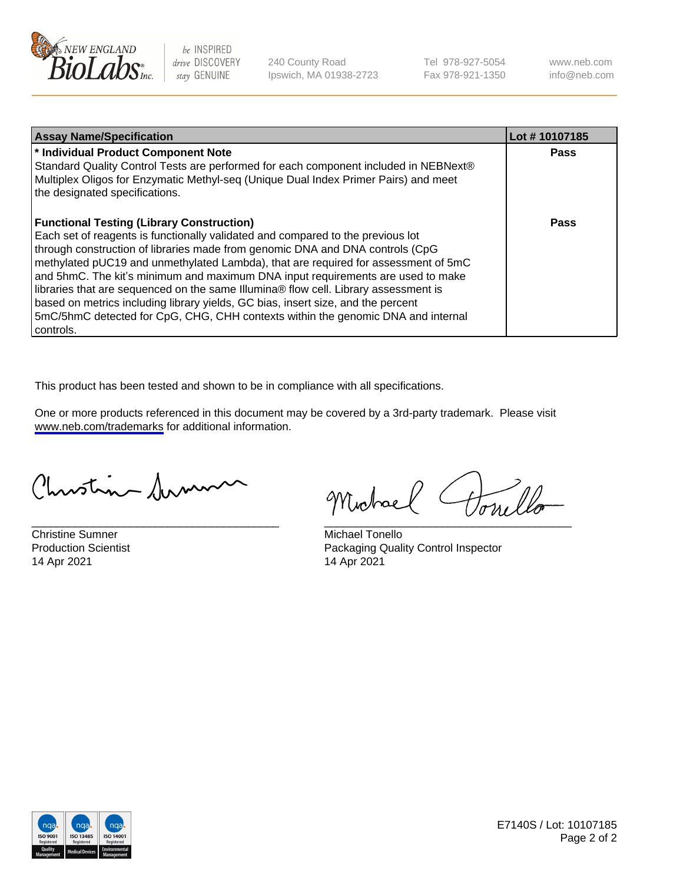| Assay Name/Specification | Lot # 10107185 |
|---|---|
| **\* Individual Product Component Note**<br>Standard Quality Control Tests are performed for each component included in NEBNext® Multiplex Oligos for Enzymatic Methyl-seq (Unique Dual Index Primer Pairs) and meet the designated specifications. | **Pass** |
| **Functional Testing (Library Construction)**<br>Each set of reagents is functionally validated and compared to the previous lot through construction of libraries made from genomic DNA and DNA controls (CpG methylated pUC19 and unmethylated Lambda), that are required for assessment of 5mC and 5hmC. The kit's minimum and maximum DNA input requirements are used to make libraries that are sequenced on the same Illumina® flow cell. Library assessment is based on metrics including library yields, GC bias, insert size, and the percent 5mC/5hmC detected for CpG, CHG, CHH contexts within the genomic DNA and internal controls. | **Pass** |

This product has been tested and shown to be in compliance with all specifications.

One or more products referenced in this document may be covered by a 3rd-party trademark. Please visit www.neb.com/trademarks for additional information.

Christine Sumner
Production Scientist
14 Apr 2021

Michael Tonello
Packaging Quality Control Inspector
14 Apr 2021

E7140S / Lot: 10107185